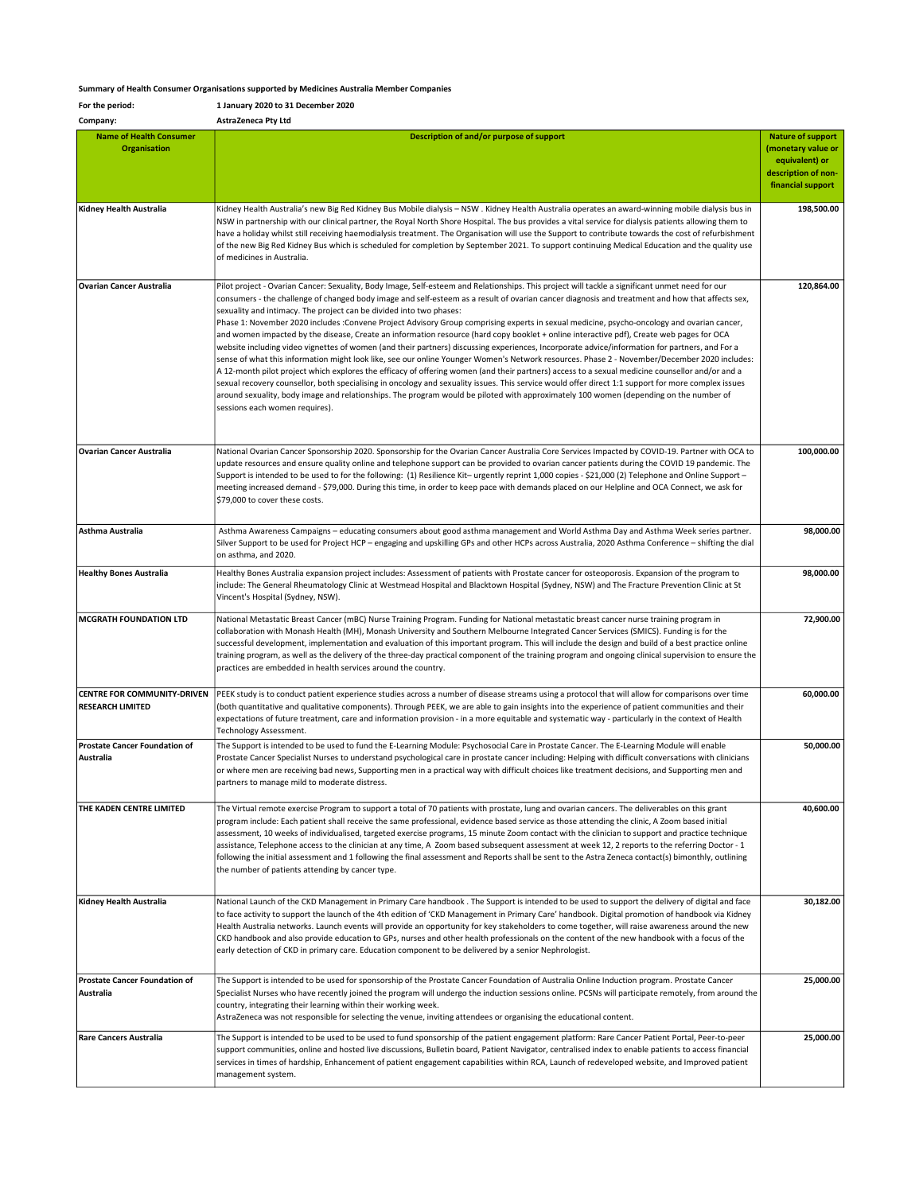**Summary of Health Consumer Organisations supported by Medicines Australia Member Companies**

**For the period:** **1 January 2020 to 31 December 2020**

**Company:** **AstraZeneca Pty Ltd**

| Name of Health Consumer Organisation | Description of and/or purpose of support | Nature of support (monetary value or equivalent) or description of non-financial support |
|---|---|---|
| **Kidney Health Australia** | Kidney Health Australia's new Big Red Kidney Bus Mobile dialysis – NSW . Kidney Health Australia operates an award-winning mobile dialysis bus in NSW in partnership with our clinical partner, the Royal North Shore Hospital. The bus provides a vital service for dialysis patients allowing them to have a holiday whilst still receiving haemodialysis treatment. The Organisation will use the Support to contribute towards the cost of refurbishment of the new Big Red Kidney Bus which is scheduled for completion by September 2021. To support continuing Medical Education and the quality use of medicines in Australia. | 198,500.00 |
| **Ovarian Cancer Australia** | Pilot project - Ovarian Cancer: Sexuality, Body Image, Self-esteem and Relationships. This project will tackle a significant unmet need for our consumers - the challenge of changed body image and self-esteem as a result of ovarian cancer diagnosis and treatment and how that affects sex, sexuality and intimacy. The project can be divided into two phases:<br>Phase 1: November 2020 includes :Convene Project Advisory Group comprising experts in sexual medicine, psycho-oncology and ovarian cancer, and women impacted by the disease, Create an information resource (hard copy booklet + online interactive pdf), Create web pages for OCA website including video vignettes of women (and their partners) discussing experiences, Incorporate advice/information for partners, and For a sense of what this information might look like, see our online Younger Women's Network resources. Phase 2 - November/December 2020 includes: A 12-month pilot project which explores the efficacy of offering women (and their partners) access to a sexual medicine counsellor and/or and a sexual recovery counsellor, both specialising in oncology and sexuality issues. This service would offer direct 1:1 support for more complex issues around sexuality, body image and relationships. The program would be piloted with approximately 100 women (depending on the number of sessions each women requires). | 120,864.00 |
| **Ovarian Cancer Australia** | National Ovarian Cancer Sponsorship 2020. Sponsorship for the Ovarian Cancer Australia Core Services Impacted by COVID-19. Partner with OCA to update resources and ensure quality online and telephone support can be provided to ovarian cancer patients during the COVID 19 pandemic. The Support is intended to be used to for the following: (1) Resilience Kit– urgently reprint 1,000 copies - $21,000 (2) Telephone and Online Support – meeting increased demand - $79,000. During this time, in order to keep pace with demands placed on our Helpline and OCA Connect, we ask for $79,000 to cover these costs. | 100,000.00 |
| **Asthma Australia** | Asthma Awareness Campaigns – educating consumers about good asthma management and World Asthma Day and Asthma Week series partner. Silver Support to be used for Project HCP – engaging and upskilling GPs and other HCPs across Australia, 2020 Asthma Conference – shifting the dial on asthma, and 2020. | 98,000.00 |
| **Healthy Bones Australia** | Healthy Bones Australia expansion project includes: Assessment of patients with Prostate cancer for osteoporosis. Expansion of the program to include: The General Rheumatology Clinic at Westmead Hospital and Blacktown Hospital (Sydney, NSW) and The Fracture Prevention Clinic at St Vincent's Hospital (Sydney, NSW). | 98,000.00 |
| **MCGRATH FOUNDATION LTD** | National Metastatic Breast Cancer (mBC) Nurse Training Program. Funding for National metastatic breast cancer nurse training program in collaboration with Monash Health (MH), Monash University and Southern Melbourne Integrated Cancer Services (SMICS). Funding is for the successful development, implementation and evaluation of this important program. This will include the design and build of a best practice online training program, as well as the delivery of the three-day practical component of the training program and ongoing clinical supervision to ensure the practices are embedded in health services around the country. | 72,900.00 |
| **CENTRE FOR COMMUNITY-DRIVEN RESEARCH LIMITED** | PEEK study is to conduct patient experience studies across a number of disease streams using a protocol that will allow for comparisons over time (both quantitative and qualitative components). Through PEEK, we are able to gain insights into the experience of patient communities and their expectations of future treatment, care and information provision - in a more equitable and systematic way - particularly in the context of Health Technology Assessment. | 60,000.00 |
| **Prostate Cancer Foundation of Australia** | The Support is intended to be used to fund the E-Learning Module: Psychosocial Care in Prostate Cancer. The E-Learning Module will enable Prostate Cancer Specialist Nurses to understand psychological care in prostate cancer including: Helping with difficult conversations with clinicians or where men are receiving bad news, Supporting men in a practical way with difficult choices like treatment decisions, and Supporting men and partners to manage mild to moderate distress. | 50,000.00 |
| **THE KADEN CENTRE LIMITED** | The Virtual remote exercise Program to support a total of 70 patients with prostate, lung and ovarian cancers. The deliverables on this grant program include: Each patient shall receive the same professional, evidence based service as those attending the clinic, A Zoom based initial assessment, 10 weeks of individualised, targeted exercise programs, 15 minute Zoom contact with the clinician to support and practice technique assistance, Telephone access to the clinician at any time, A Zoom based subsequent assessment at week 12, 2 reports to the referring Doctor - 1 following the initial assessment and 1 following the final assessment and Reports shall be sent to the Astra Zeneca contact(s) bimonthly, outlining the number of patients attending by cancer type. | 40,600.00 |
| **Kidney Health Australia** | National Launch of the CKD Management in Primary Care handbook . The Support is intended to be used to support the delivery of digital and face to face activity to support the launch of the 4th edition of 'CKD Management in Primary Care' handbook. Digital promotion of handbook via Kidney Health Australia networks. Launch events will provide an opportunity for key stakeholders to come together, will raise awareness around the new CKD handbook and also provide education to GPs, nurses and other health professionals on the content of the new handbook with a focus of the early detection of CKD in primary care. Education component to be delivered by a senior Nephrologist. | 30,182.00 |
| **Prostate Cancer Foundation of Australia** | The Support is intended to be used for sponsorship of the Prostate Cancer Foundation of Australia Online Induction program. Prostate Cancer Specialist Nurses who have recently joined the program will undergo the induction sessions online. PCSNs will participate remotely, from around the country, integrating their learning within their working week.<br>AstraZeneca was not responsible for selecting the venue, inviting attendees or organising the educational content. | 25,000.00 |
| **Rare Cancers Australia** | The Support is intended to be used to be used to fund sponsorship of the patient engagement platform: Rare Cancer Patient Portal, Peer-to-peer support communities, online and hosted live discussions, Bulletin board, Patient Navigator, centralised index to enable patients to access financial services in times of hardship, Enhancement of patient engagement capabilities within RCA, Launch of redeveloped website, and Improved patient management system. | 25,000.00 |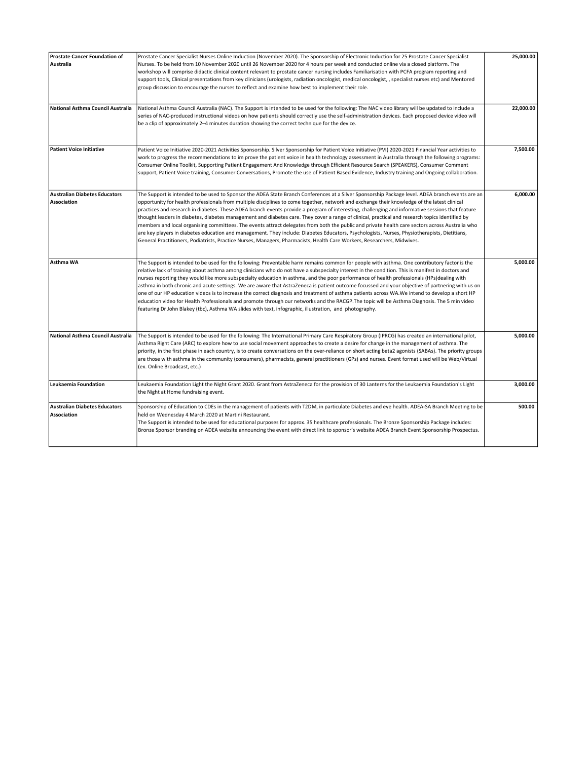| | | |
|---|---|---|
| **Prostate Cancer Foundation of Australia** | Prostate Cancer Specialist Nurses Online Induction (November 2020). The Sponsorship of Electronic Induction for 25 Prostate Cancer Specialist Nurses. To be held from 10 November 2020 until 26 November 2020 for 4 hours per week and conducted online via a closed platform. The workshop will comprise didactic clinical content relevant to prostate cancer nursing includes Familiarisation with PCFA program reporting and support tools, Clinical presentations from key clinicians (urologists, radiation oncologist, medical oncologist, , specialist nurses etc) and Mentored group discussion to encourage the nurses to reflect and examine how best to implement their role. | **25,000.00** |
| **National Asthma Council Australia** | National Asthma Council Australia (NAC). The Support is intended to be used for the following: The NAC video library will be updated to include a series of NAC-produced instructional videos on how patients should correctly use the self-administration devices. Each proposed device video will be a clip of approximately 2–4 minutes duration showing the correct technique for the device. | **22,000.00** |
| **Patient Voice Initiative** | Patient Voice Initiative 2020-2021 Activities Sponsorship. Silver Sponsorship for Patient Voice Initiative (PVI) 2020-2021 Financial Year activities to work to progress the recommendations to im prove the patient voice in health technology assessment in Australia through the following programs: Consumer Online Toolkit, Supporting Patient Engagement And Knowledge through Efficient Resource Search (SPEAKERS), Consumer Comment support, Patient Voice training, Consumer Conversations, Promote the use of Patient Based Evidence, Industry training and Ongoing collaboration. | **7,500.00** |
| **Australian Diabetes Educators Association** | The Support is intended to be used to Sponsor the ADEA State Branch Conferences at a Silver Sponsorship Package level. ADEA branch events are an opportunity for health professionals from multiple disciplines to come together, network and exchange their knowledge of the latest clinical practices and research in diabetes. These ADEA branch events provide a program of interesting, challenging and informative sessions that feature thought leaders in diabetes, diabetes management and diabetes care. They cover a range of clinical, practical and research topics identified by members and local organising committees. The events attract delegates from both the public and private health care sectors across Australia who are key players in diabetes education and management. They include: Diabetes Educators, Psychologists, Nurses, Physiotherapists, Dietitians, General Practitioners, Podiatrists, Practice Nurses, Managers, Pharmacists, Health Care Workers, Researchers, Midwives. | **6,000.00** |
| **Asthma WA** | The Support is intended to be used for the following: Preventable harm remains common for people with asthma. One contributory factor is the relative lack of training about asthma among clinicians who do not have a subspecialty interest in the condition. This is manifest in doctors and nurses reporting they would like more subspecialty education in asthma, and the poor performance of health professionals (HPs)dealing with asthma in both chronic and acute settings. We are aware that AstraZeneca is patient outcome focussed and your objective of partnering with us on one of our HP education videos is to increase the correct diagnosis and treatment of asthma patients across WA.We intend to develop a short HP education video for Health Professionals and promote through our networks and the RACGP.The topic will be Asthma Diagnosis. The 5 min video featuring Dr John Blakey (tbc), Asthma WA slides with text, infographic, illustration, and photography. | **5,000.00** |
| **National Asthma Council Australia** | The Support is intended to be used for the following: The International Primary Care Respiratory Group (IPRCG) has created an international pilot, Asthma Right Care (ARC) to explore how to use social movement approaches to create a desire for change in the management of asthma. The priority, in the first phase in each country, is to create conversations on the over-reliance on short acting beta2 agonists (SABAs). The priority groups are those with asthma in the community (consumers), pharmacists, general practitioners (GPs) and nurses. Event format used will be Web/Virtual (ex. Online Broadcast, etc.) | **5,000.00** |
| **Leukaemia Foundation** | Leukaemia Foundation Light the Night Grant 2020. Grant from AstraZeneca for the provision of 30 Lanterns for the Leukaemia Foundation's Light the Night at Home fundraising event. | **3,000.00** |
| **Australian Diabetes Educators Association** | Sponsorship of Education to CDEs in the management of patients with T2DM, in particulate Diabetes and eye health. ADEA-SA Branch Meeting to be held on Wednesday 4 March 2020 at Martini Restaurant. The Support is intended to be used for educational purposes for approx. 35 healthcare professionals. The Bronze Sponsorship Package includes: Bronze Sponsor branding on ADEA website announcing the event with direct link to sponsor's website ADEA Branch Event Sponsorship Prospectus. | **500.00** |